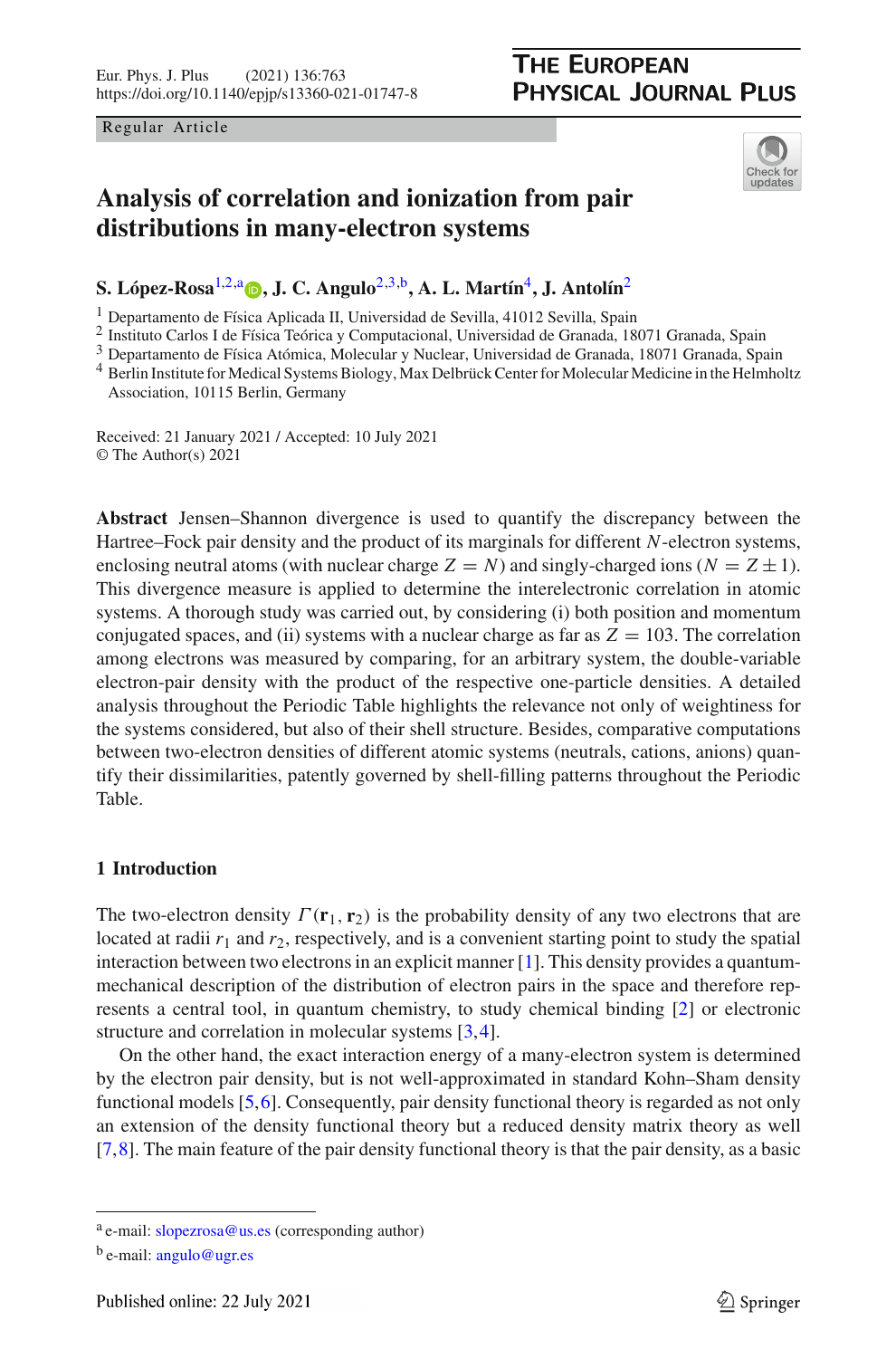Regular Article

# Analysis of correlation and ionization from pair distributions in many-electron systems

**S. López-Rosa**[1,2,a], **J. C. Angulo**[2,3,b], **A. L. Martín**[4], **J. Antolín**[2]

[1] Departamento de Física Aplicada II, Universidad de Sevilla, 41012 Sevilla, Spain
[2] Instituto Carlos I de Física Teórica y Computacional, Universidad de Granada, 18071 Granada, Spain
[3] Departamento de Física Atómica, Molecular y Nuclear, Universidad de Granada, 18071 Granada, Spain
[4] Berlin Institute for Medical Systems Biology, Max Delbrück Center for Molecular Medicine in the Helmholtz Association, 10115 Berlin, Germany

Received: 21 January 2021 / Accepted: 10 July 2021
© The Author(s) 2021

**Abstract** Jensen–Shannon divergence is used to quantify the discrepancy between the Hartree–Fock pair density and the product of its marginals for different $N$-electron systems, enclosing neutral atoms (with nuclear charge $Z = N$) and singly-charged ions ($N = Z \pm 1$). This divergence measure is applied to determine the interelectronic correlation in atomic systems. A thorough study was carried out, by considering (i) both position and momentum conjugated spaces, and (ii) systems with a nuclear charge as far as $Z = 103$. The correlation among electrons was measured by comparing, for an arbitrary system, the double-variable electron-pair density with the product of the respective one-particle densities. A detailed analysis throughout the Periodic Table highlights the relevance not only of weightiness for the systems considered, but also of their shell structure. Besides, comparative computations between two-electron densities of different atomic systems (neutrals, cations, anions) quantify their dissimilarities, patently governed by shell-filling patterns throughout the Periodic Table.

## 1 Introduction

The two-electron density $\Gamma(\mathbf{r}_1, \mathbf{r}_2)$ is the probability density of any two electrons that are located at radii $r_1$ and $r_2$, respectively, and is a convenient starting point to study the spatial interaction between two electrons in an explicit manner [1]. This density provides a quantum-mechanical description of the distribution of electron pairs in the space and therefore represents a central tool, in quantum chemistry, to study chemical binding [2] or electronic structure and correlation in molecular systems [3,4].

On the other hand, the exact interaction energy of a many-electron system is determined by the electron pair density, but is not well-approximated in standard Kohn–Sham density functional models [5,6]. Consequently, pair density functional theory is regarded as not only an extension of the density functional theory but a reduced density matrix theory as well [7,8]. The main feature of the pair density functional theory is that the pair density, as a basic

---

[a] e-mail: slopezrosa@us.es (corresponding author)

[b] e-mail: angulo@ugr.es

Published online: 22 July 2021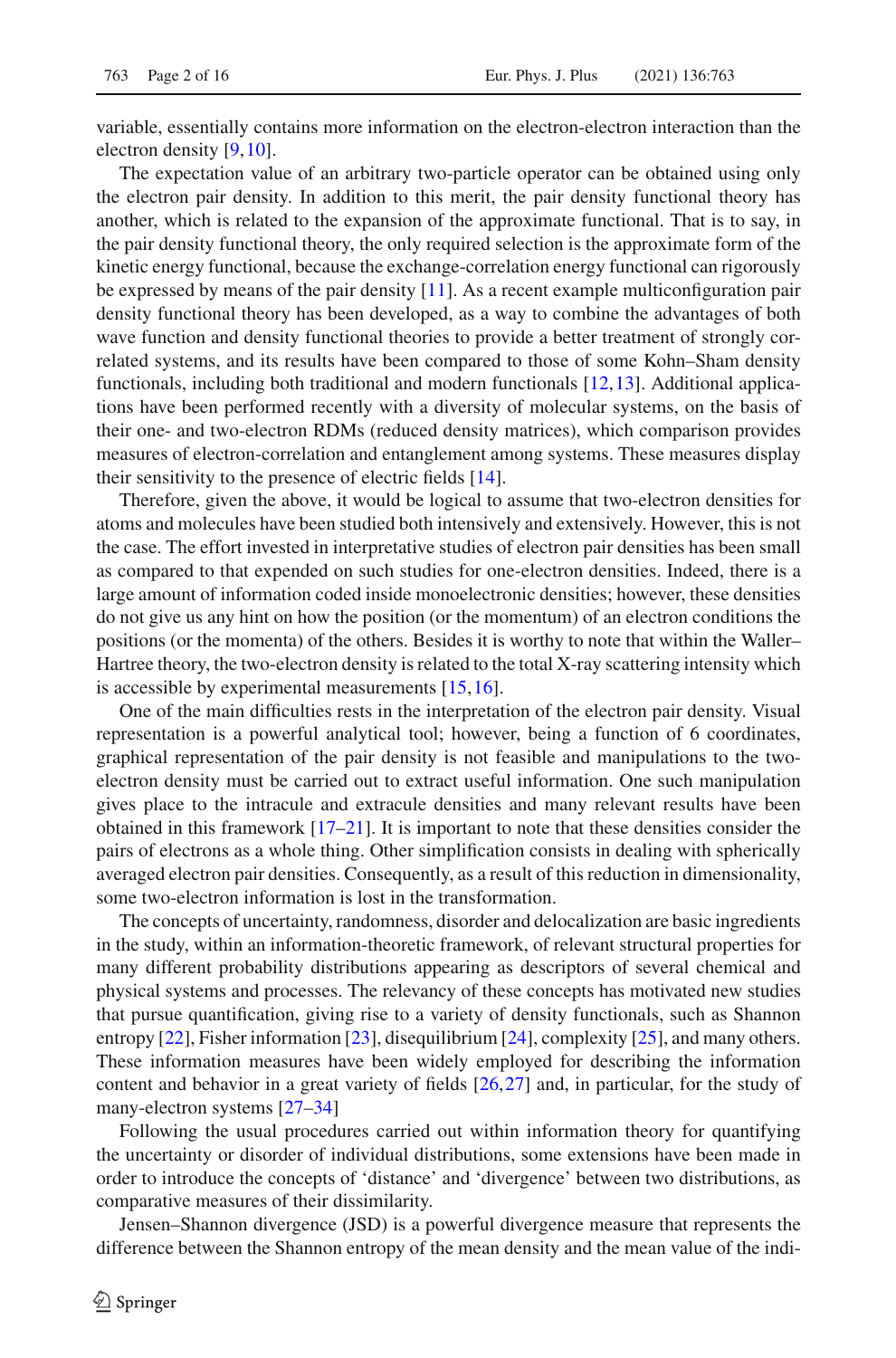variable, essentially contains more information on the electron-electron interaction than the electron density [9,10].

The expectation value of an arbitrary two-particle operator can be obtained using only the electron pair density. In addition to this merit, the pair density functional theory has another, which is related to the expansion of the approximate functional. That is to say, in the pair density functional theory, the only required selection is the approximate form of the kinetic energy functional, because the exchange-correlation energy functional can rigorously be expressed by means of the pair density [11]. As a recent example multiconfiguration pair density functional theory has been developed, as a way to combine the advantages of both wave function and density functional theories to provide a better treatment of strongly correlated systems, and its results have been compared to those of some Kohn–Sham density functionals, including both traditional and modern functionals [12,13]. Additional applications have been performed recently with a diversity of molecular systems, on the basis of their one- and two-electron RDMs (reduced density matrices), which comparison provides measures of electron-correlation and entanglement among systems. These measures display their sensitivity to the presence of electric fields [14].

Therefore, given the above, it would be logical to assume that two-electron densities for atoms and molecules have been studied both intensively and extensively. However, this is not the case. The effort invested in interpretative studies of electron pair densities has been small as compared to that expended on such studies for one-electron densities. Indeed, there is a large amount of information coded inside monoelectronic densities; however, these densities do not give us any hint on how the position (or the momentum) of an electron conditions the positions (or the momenta) of the others. Besides it is worthy to note that within the Waller–Hartree theory, the two-electron density is related to the total X-ray scattering intensity which is accessible by experimental measurements [15,16].

One of the main difficulties rests in the interpretation of the electron pair density. Visual representation is a powerful analytical tool; however, being a function of 6 coordinates, graphical representation of the pair density is not feasible and manipulations to the two-electron density must be carried out to extract useful information. One such manipulation gives place to the intracule and extracule densities and many relevant results have been obtained in this framework [17–21]. It is important to note that these densities consider the pairs of electrons as a whole thing. Other simplification consists in dealing with spherically averaged electron pair densities. Consequently, as a result of this reduction in dimensionality, some two-electron information is lost in the transformation.

The concepts of uncertainty, randomness, disorder and delocalization are basic ingredients in the study, within an information-theoretic framework, of relevant structural properties for many different probability distributions appearing as descriptors of several chemical and physical systems and processes. The relevancy of these concepts has motivated new studies that pursue quantification, giving rise to a variety of density functionals, such as Shannon entropy [22], Fisher information [23], disequilibrium [24], complexity [25], and many others. These information measures have been widely employed for describing the information content and behavior in a great variety of fields [26,27] and, in particular, for the study of many-electron systems [27–34]

Following the usual procedures carried out within information theory for quantifying the uncertainty or disorder of individual distributions, some extensions have been made in order to introduce the concepts of 'distance' and 'divergence' between two distributions, as comparative measures of their dissimilarity.

Jensen–Shannon divergence (JSD) is a powerful divergence measure that represents the difference between the Shannon entropy of the mean density and the mean value of the indi-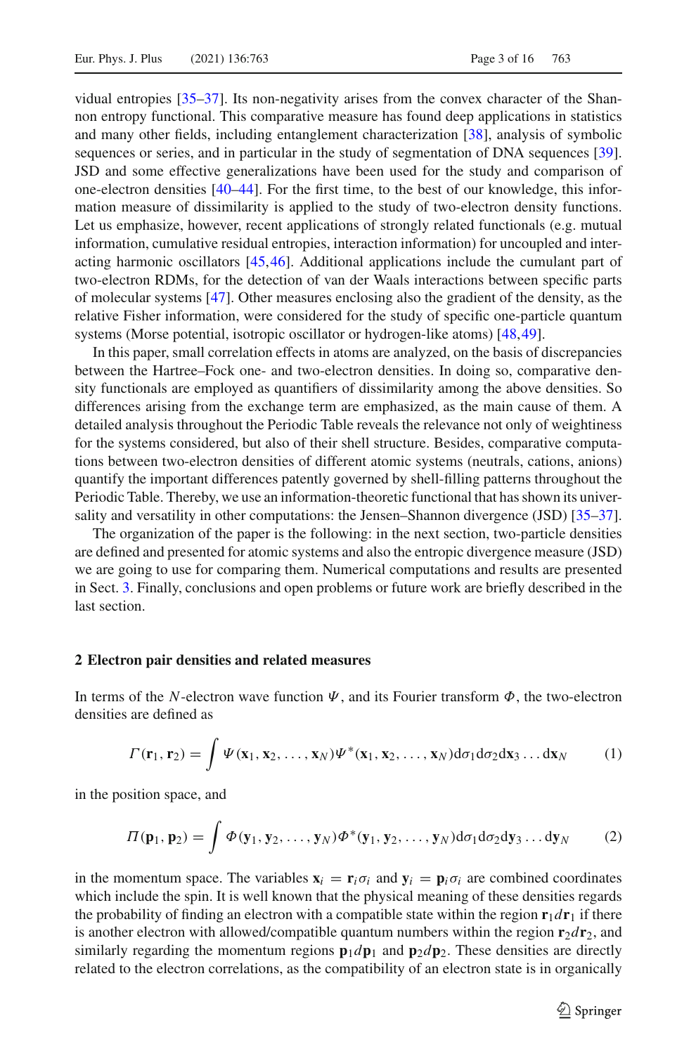vidual entropies [35–37]. Its non-negativity arises from the convex character of the Shannon entropy functional. This comparative measure has found deep applications in statistics and many other fields, including entanglement characterization [38], analysis of symbolic sequences or series, and in particular in the study of segmentation of DNA sequences [39]. JSD and some effective generalizations have been used for the study and comparison of one-electron densities [40–44]. For the first time, to the best of our knowledge, this information measure of dissimilarity is applied to the study of two-electron density functions. Let us emphasize, however, recent applications of strongly related functionals (e.g. mutual information, cumulative residual entropies, interaction information) for uncoupled and interacting harmonic oscillators [45,46]. Additional applications include the cumulant part of two-electron RDMs, for the detection of van der Waals interactions between specific parts of molecular systems [47]. Other measures enclosing also the gradient of the density, as the relative Fisher information, were considered for the study of specific one-particle quantum systems (Morse potential, isotropic oscillator or hydrogen-like atoms) [48,49].

In this paper, small correlation effects in atoms are analyzed, on the basis of discrepancies between the Hartree–Fock one- and two-electron densities. In doing so, comparative density functionals are employed as quantifiers of dissimilarity among the above densities. So differences arising from the exchange term are emphasized, as the main cause of them. A detailed analysis throughout the Periodic Table reveals the relevance not only of weightiness for the systems considered, but also of their shell structure. Besides, comparative computations between two-electron densities of different atomic systems (neutrals, cations, anions) quantify the important differences patently governed by shell-filling patterns throughout the Periodic Table. Thereby, we use an information-theoretic functional that has shown its universality and versatility in other computations: the Jensen–Shannon divergence (JSD) [35–37].

The organization of the paper is the following: in the next section, two-particle densities are defined and presented for atomic systems and also the entropic divergence measure (JSD) we are going to use for comparing them. Numerical computations and results are presented in Sect. 3. Finally, conclusions and open problems or future work are briefly described in the last section.

## 2 Electron pair densities and related measures

In terms of the $N$-electron wave function $\Psi$, and its Fourier transform $\Phi$, the two-electron densities are defined as

$$\Gamma(\mathbf{r}_1, \mathbf{r}_2) = \int \Psi(\mathbf{x}_1, \mathbf{x}_2, \ldots, \mathbf{x}_N)\Psi^*(\mathbf{x}_1, \mathbf{x}_2, \ldots, \mathbf{x}_N)\mathrm{d}\sigma_1\mathrm{d}\sigma_2\mathrm{d}\mathbf{x}_3 \ldots \mathrm{d}\mathbf{x}_N \tag{1}$$

in the position space, and

$$\Pi(\mathbf{p}_1, \mathbf{p}_2) = \int \Phi(\mathbf{y}_1, \mathbf{y}_2, \ldots, \mathbf{y}_N)\Phi^*(\mathbf{y}_1, \mathbf{y}_2, \ldots, \mathbf{y}_N)\mathrm{d}\sigma_1\mathrm{d}\sigma_2\mathrm{d}\mathbf{y}_3 \ldots \mathrm{d}\mathbf{y}_N \tag{2}$$

in the momentum space. The variables $\mathbf{x}_i = \mathbf{r}_i\sigma_i$ and $\mathbf{y}_i = \mathbf{p}_i\sigma_i$ are combined coordinates which include the spin. It is well known that the physical meaning of these densities regards the probability of finding an electron with a compatible state within the region $\mathbf{r}_1 d\mathbf{r}_1$ if there is another electron with allowed/compatible quantum numbers within the region $\mathbf{r}_2 d\mathbf{r}_2$, and similarly regarding the momentum regions $\mathbf{p}_1 d\mathbf{p}_1$ and $\mathbf{p}_2 d\mathbf{p}_2$. These densities are directly related to the electron correlations, as the compatibility of an electron state is in organically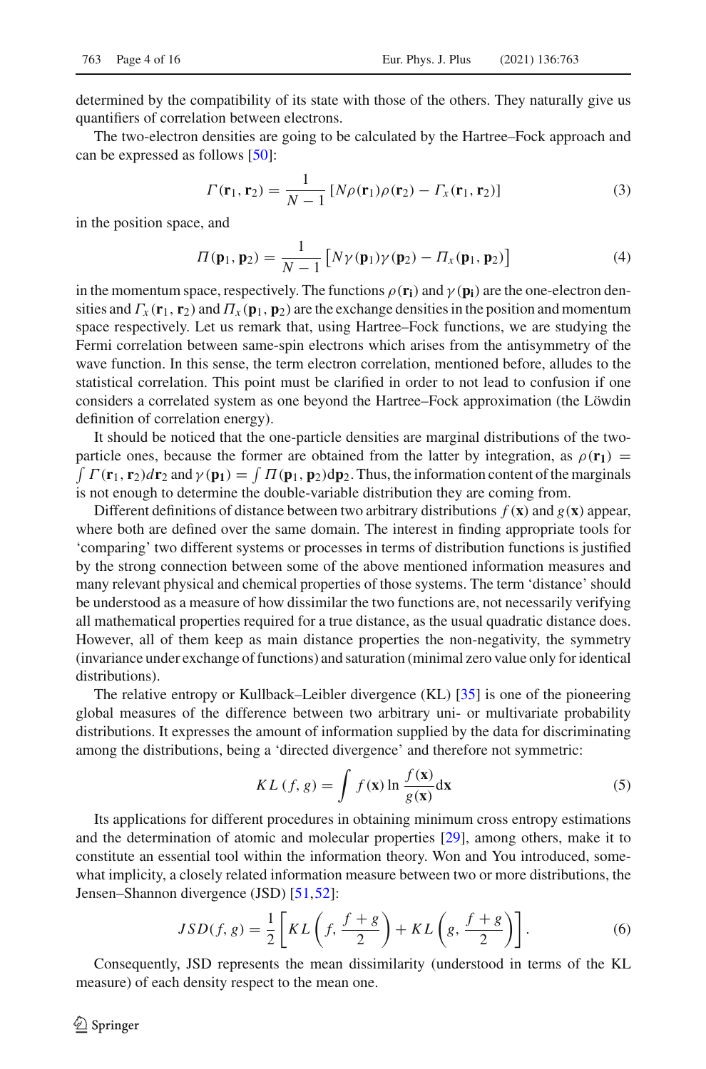determined by the compatibility of its state with those of the others. They naturally give us quantifiers of correlation between electrons.

The two-electron densities are going to be calculated by the Hartree–Fock approach and can be expressed as follows [50]:

$$\Gamma(\mathbf{r}_1, \mathbf{r}_2) = \frac{1}{N-1}\left[N\rho(\mathbf{r}_1)\rho(\mathbf{r}_2) - \Gamma_x(\mathbf{r}_1, \mathbf{r}_2)\right] \tag{3}$$

in the position space, and

$$\Pi(\mathbf{p}_1, \mathbf{p}_2) = \frac{1}{N-1}\left[N\gamma(\mathbf{p}_1)\gamma(\mathbf{p}_2) - \Pi_x(\mathbf{p}_1, \mathbf{p}_2)\right] \tag{4}$$

in the momentum space, respectively. The functions $\rho(\mathbf{r_i})$ and $\gamma(\mathbf{p_i})$ are the one-electron densities and $\Gamma_x(\mathbf{r}_1, \mathbf{r}_2)$ and $\Pi_x(\mathbf{p}_1, \mathbf{p}_2)$ are the exchange densities in the position and momentum space respectively. Let us remark that, using Hartree–Fock functions, we are studying the Fermi correlation between same-spin electrons which arises from the antisymmetry of the wave function. In this sense, the term electron correlation, mentioned before, alludes to the statistical correlation. This point must be clarified in order to not lead to confusion if one considers a correlated system as one beyond the Hartree–Fock approximation (the Löwdin definition of correlation energy).

It should be noticed that the one-particle densities are marginal distributions of the two-particle ones, because the former are obtained from the latter by integration, as $\rho(\mathbf{r_1}) = \int \Gamma(\mathbf{r}_1, \mathbf{r}_2)d\mathbf{r}_2$ and $\gamma(\mathbf{p_1}) = \int \Pi(\mathbf{p}_1, \mathbf{p}_2)\mathrm{d}\mathbf{p}_2$. Thus, the information content of the marginals is not enough to determine the double-variable distribution they are coming from.

Different definitions of distance between two arbitrary distributions $f(\mathbf{x})$ and $g(\mathbf{x})$ appear, where both are defined over the same domain. The interest in finding appropriate tools for 'comparing' two different systems or processes in terms of distribution functions is justified by the strong connection between some of the above mentioned information measures and many relevant physical and chemical properties of those systems. The term 'distance' should be understood as a measure of how dissimilar the two functions are, not necessarily verifying all mathematical properties required for a true distance, as the usual quadratic distance does. However, all of them keep as main distance properties the non-negativity, the symmetry (invariance under exchange of functions) and saturation (minimal zero value only for identical distributions).

The relative entropy or Kullback–Leibler divergence (KL) [35] is one of the pioneering global measures of the difference between two arbitrary uni- or multivariate probability distributions. It expresses the amount of information supplied by the data for discriminating among the distributions, being a 'directed divergence' and therefore not symmetric:

$$KL\,(f, g) = \int f(\mathbf{x}) \ln \frac{f(\mathbf{x})}{g(\mathbf{x})} \mathrm{d}\mathbf{x} \tag{5}$$

Its applications for different procedures in obtaining minimum cross entropy estimations and the determination of atomic and molecular properties [29], among others, make it to constitute an essential tool within the information theory. Won and You introduced, somewhat implicity, a closely related information measure between two or more distributions, the Jensen–Shannon divergence (JSD) [51,52]:

$$JSD(f, g) = \frac{1}{2}\left[KL\left(f, \frac{f+g}{2}\right) + KL\left(g, \frac{f+g}{2}\right)\right]. \tag{6}$$

Consequently, JSD represents the mean dissimilarity (understood in terms of the KL measure) of each density respect to the mean one.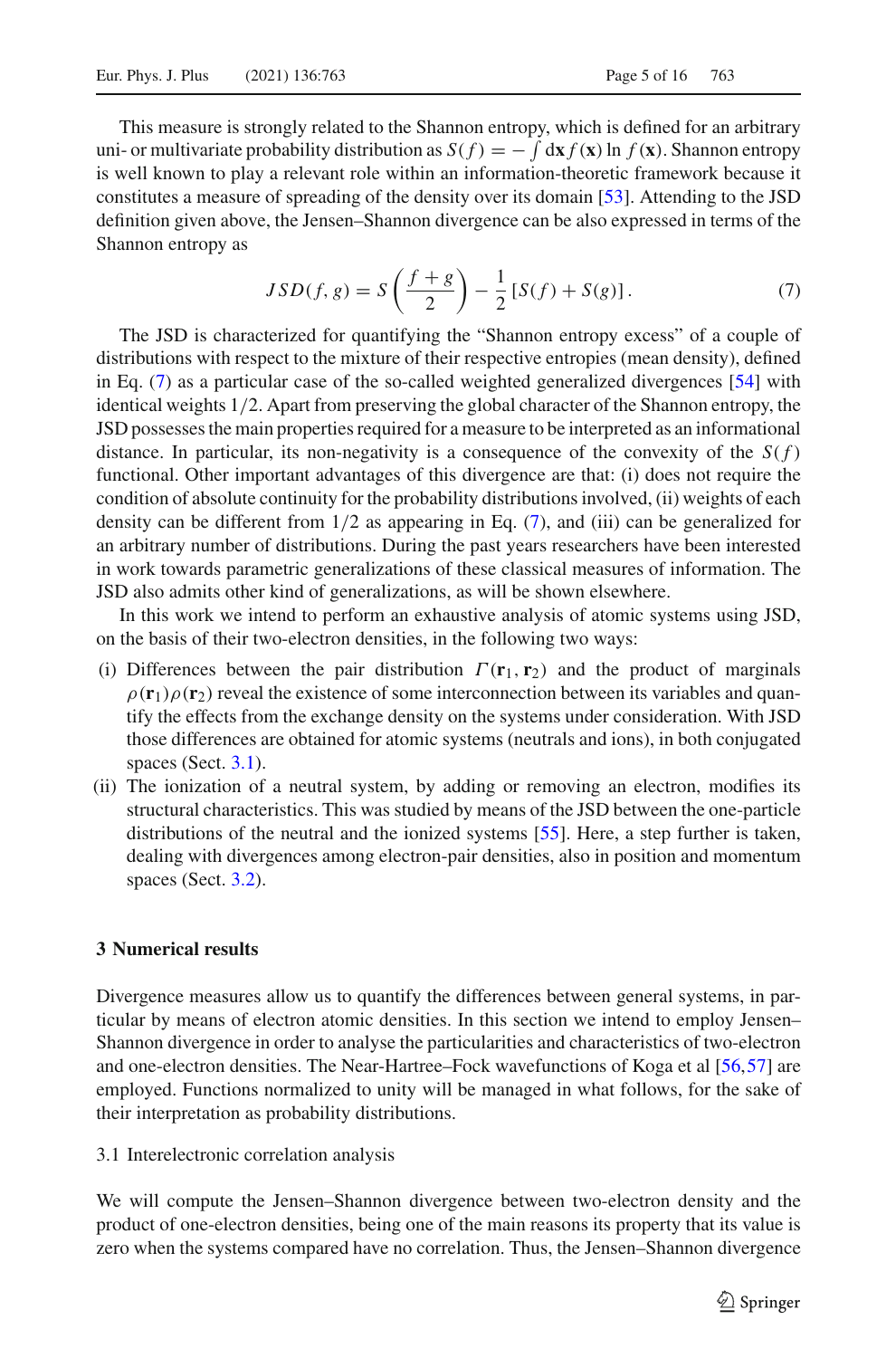This measure is strongly related to the Shannon entropy, which is defined for an arbitrary uni- or multivariate probability distribution as $S(f) = -\int d\mathbf{x}\, f(\mathbf{x}) \ln f(\mathbf{x})$. Shannon entropy is well known to play a relevant role within an information-theoretic framework because it constitutes a measure of spreading of the density over its domain [53]. Attending to the JSD definition given above, the Jensen–Shannon divergence can be also expressed in terms of the Shannon entropy as

$$JSD(f, g) = S\left(\frac{f+g}{2}\right) - \frac{1}{2}\left[S(f) + S(g)\right]. \tag{7}$$

The JSD is characterized for quantifying the "Shannon entropy excess" of a couple of distributions with respect to the mixture of their respective entropies (mean density), defined in Eq. (7) as a particular case of the so-called weighted generalized divergences [54] with identical weights 1/2. Apart from preserving the global character of the Shannon entropy, the JSD possesses the main properties required for a measure to be interpreted as an informational distance. In particular, its non-negativity is a consequence of the convexity of the $S(f)$ functional. Other important advantages of this divergence are that: (i) does not require the condition of absolute continuity for the probability distributions involved, (ii) weights of each density can be different from 1/2 as appearing in Eq. (7), and (iii) can be generalized for an arbitrary number of distributions. During the past years researchers have been interested in work towards parametric generalizations of these classical measures of information. The JSD also admits other kind of generalizations, as will be shown elsewhere.

In this work we intend to perform an exhaustive analysis of atomic systems using JSD, on the basis of their two-electron densities, in the following two ways:

- (i) Differences between the pair distribution $\Gamma(\mathbf{r}_1, \mathbf{r}_2)$ and the product of marginals $\rho(\mathbf{r}_1)\rho(\mathbf{r}_2)$ reveal the existence of some interconnection between its variables and quantify the effects from the exchange density on the systems under consideration. With JSD those differences are obtained for atomic systems (neutrals and ions), in both conjugated spaces (Sect. 3.1).
- (ii) The ionization of a neutral system, by adding or removing an electron, modifies its structural characteristics. This was studied by means of the JSD between the one-particle distributions of the neutral and the ionized systems [55]. Here, a step further is taken, dealing with divergences among electron-pair densities, also in position and momentum spaces (Sect. 3.2).

## 3 Numerical results

Divergence measures allow us to quantify the differences between general systems, in particular by means of electron atomic densities. In this section we intend to employ Jensen–Shannon divergence in order to analyse the particularities and characteristics of two-electron and one-electron densities. The Near-Hartree–Fock wavefunctions of Koga et al [56,57] are employed. Functions normalized to unity will be managed in what follows, for the sake of their interpretation as probability distributions.

### 3.1 Interelectronic correlation analysis

We will compute the Jensen–Shannon divergence between two-electron density and the product of one-electron densities, being one of the main reasons its property that its value is zero when the systems compared have no correlation. Thus, the Jensen–Shannon divergence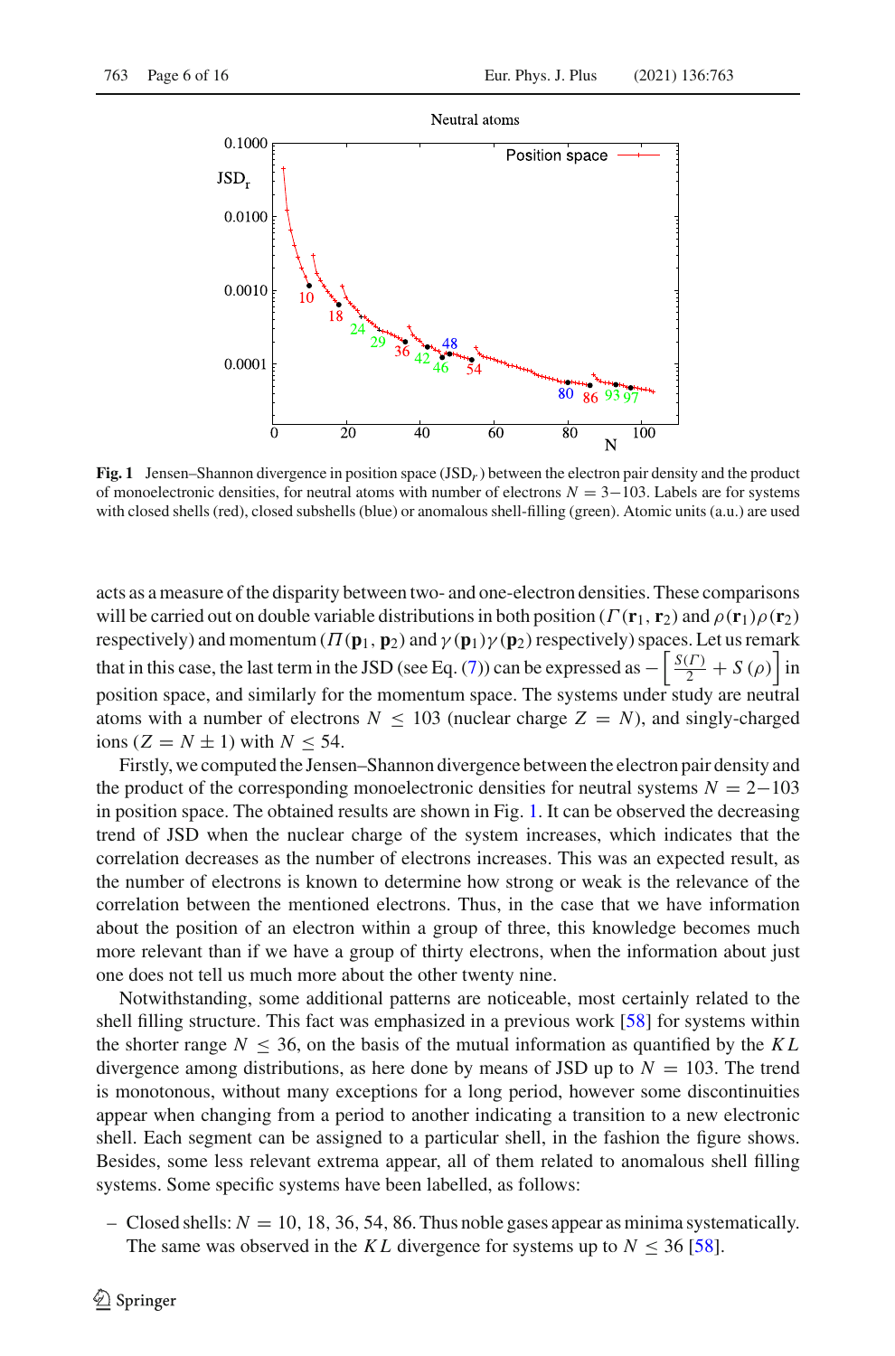**Fig. 1** Jensen–Shannon divergence in position space ($JSD_r$) between the electron pair density and the product of monoelectronic densities, for neutral atoms with number of electrons $N = 3-103$. Labels are for systems with closed shells (red), closed subshells (blue) or anomalous shell-filling (green). Atomic units (a.u.) are used

acts as a measure of the disparity between two- and one-electron densities. These comparisons will be carried out on double variable distributions in both position ($\Gamma(\mathbf{r}_1, \mathbf{r}_2)$ and $\rho(\mathbf{r}_1)\rho(\mathbf{r}_2)$ respectively) and momentum ($\Pi(\mathbf{p}_1, \mathbf{p}_2)$ and $\gamma(\mathbf{p}_1)\gamma(\mathbf{p}_2)$ respectively) spaces. Let us remark that in this case, the last term in the JSD (see Eq. (7)) can be expressed as $-\left[\frac{S(\Gamma)}{2} + S(\rho)\right]$ in position space, and similarly for the momentum space. The systems under study are neutral atoms with a number of electrons $N \leq 103$ (nuclear charge $Z = N$), and singly-charged ions ($Z = N \pm 1$) with $N \leq 54$.

Firstly, we computed the Jensen–Shannon divergence between the electron pair density and the product of the corresponding monoelectronic densities for neutral systems $N = 2-103$ in position space. The obtained results are shown in Fig. 1. It can be observed the decreasing trend of JSD when the nuclear charge of the system increases, which indicates that the correlation decreases as the number of electrons increases. This was an expected result, as the number of electrons is known to determine how strong or weak is the relevance of the correlation between the mentioned electrons. Thus, in the case that we have information about the position of an electron within a group of three, this knowledge becomes much more relevant than if we have a group of thirty electrons, when the information about just one does not tell us much more about the other twenty nine.

Notwithstanding, some additional patterns are noticeable, most certainly related to the shell filling structure. This fact was emphasized in a previous work [58] for systems within the shorter range $N \leq 36$, on the basis of the mutual information as quantified by the $KL$ divergence among distributions, as here done by means of JSD up to $N = 103$. The trend is monotonous, without many exceptions for a long period, however some discontinuities appear when changing from a period to another indicating a transition to a new electronic shell. Each segment can be assigned to a particular shell, in the fashion the figure shows. Besides, some less relevant extrema appear, all of them related to anomalous shell filling systems. Some specific systems have been labelled, as follows:

- Closed shells: $N = 10, 18, 36, 54, 86$. Thus noble gases appear as minima systematically. The same was observed in the $KL$ divergence for systems up to $N \leq 36$ [58].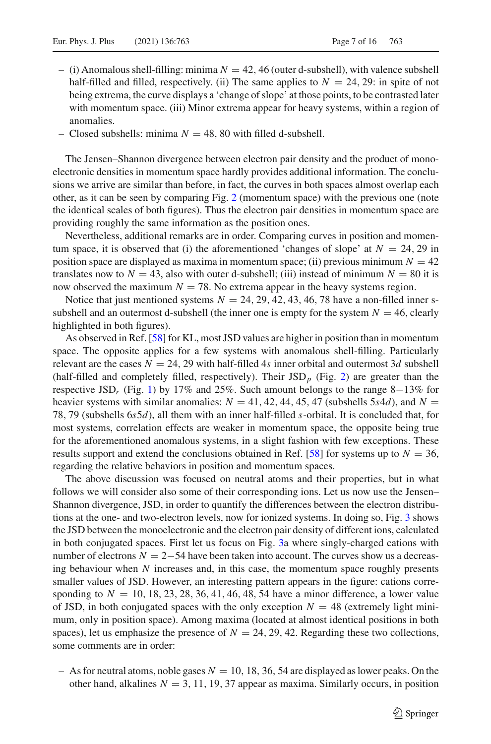- (i) Anomalous shell-filling: minima $N = 42, 46$ (outer d-subshell), with valence subshell half-filled and filled, respectively. (ii) The same applies to $N = 24, 29$: in spite of not being extrema, the curve displays a 'change of slope' at those points, to be contrasted later with momentum space. (iii) Minor extrema appear for heavy systems, within a region of anomalies.
- Closed subshells: minima $N = 48, 80$ with filled d-subshell.

The Jensen–Shannon divergence between electron pair density and the product of mono-electronic densities in momentum space hardly provides additional information. The conclusions we arrive are similar than before, in fact, the curves in both spaces almost overlap each other, as it can be seen by comparing Fig. 2 (momentum space) with the previous one (note the identical scales of both figures). Thus the electron pair densities in momentum space are providing roughly the same information as the position ones.

Nevertheless, additional remarks are in order. Comparing curves in position and momentum space, it is observed that (i) the aforementioned 'changes of slope' at $N = 24, 29$ in position space are displayed as maxima in momentum space; (ii) previous minimum $N = 42$ translates now to $N = 43$, also with outer d-subshell; (iii) instead of minimum $N = 80$ it is now observed the maximum $N = 78$. No extrema appear in the heavy systems region.

Notice that just mentioned systems $N = 24, 29, 42, 43, 46, 78$ have a non-filled inner s-subshell and an outermost d-subshell (the inner one is empty for the system $N = 46$, clearly highlighted in both figures).

As observed in Ref. [58] for KL, most JSD values are higher in position than in momentum space. The opposite applies for a few systems with anomalous shell-filling. Particularly relevant are the cases $N = 24, 29$ with half-filled $4s$ inner orbital and outermost $3d$ subshell (half-filled and completely filled, respectively). Their $\text{JSD}_p$ (Fig. 2) are greater than the respective $\text{JSD}_r$ (Fig. 1) by 17% and 25%. Such amount belongs to the range 8−13% for heavier systems with similar anomalies: $N = 41, 42, 44, 45, 47$ (subshells $5s4d$), and $N = 78, 79$ (subshells $6s5d$), all them with an inner half-filled $s$-orbital. It is concluded that, for most systems, correlation effects are weaker in momentum space, the opposite being true for the aforementioned anomalous systems, in a slight fashion with few exceptions. These results support and extend the conclusions obtained in Ref. [58] for systems up to $N = 36$, regarding the relative behaviors in position and momentum spaces.

The above discussion was focused on neutral atoms and their properties, but in what follows we will consider also some of their corresponding ions. Let us now use the Jensen–Shannon divergence, JSD, in order to quantify the differences between the electron distributions at the one- and two-electron levels, now for ionized systems. In doing so, Fig. 3 shows the JSD between the monoelectronic and the electron pair density of different ions, calculated in both conjugated spaces. First let us focus on Fig. 3a where singly-charged cations with number of electrons $N = 2{-}54$ have been taken into account. The curves show us a decreasing behaviour when $N$ increases and, in this case, the momentum space roughly presents smaller values of JSD. However, an interesting pattern appears in the figure: cations corresponding to $N = 10, 18, 23, 28, 36, 41, 46, 48, 54$ have a minor difference, a lower value of JSD, in both conjugated spaces with the only exception $N = 48$ (extremely light minimum, only in position space). Among maxima (located at almost identical positions in both spaces), let us emphasize the presence of $N = 24, 29, 42$. Regarding these two collections, some comments are in order:

- As for neutral atoms, noble gases $N = 10, 18, 36, 54$ are displayed as lower peaks. On the other hand, alkalines $N = 3, 11, 19, 37$ appear as maxima. Similarly occurs, in position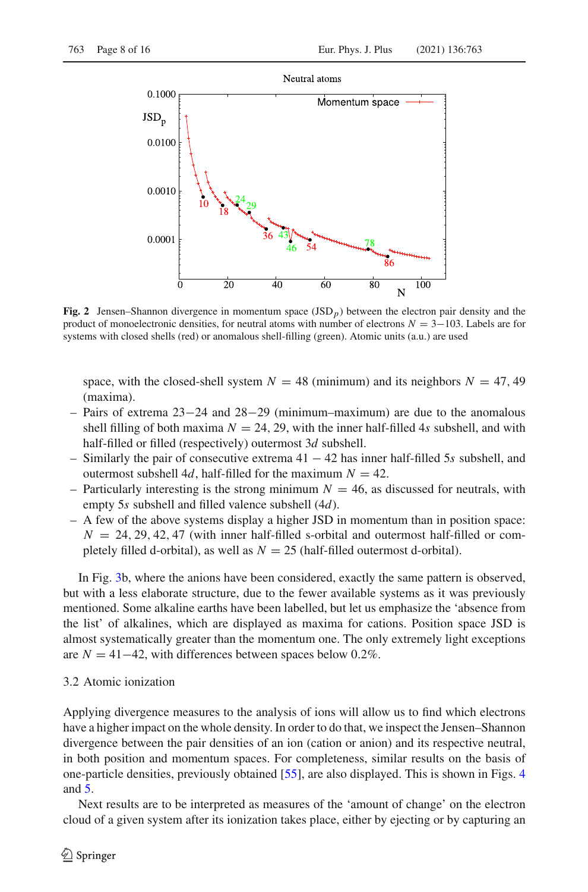Fig. 2 Jensen–Shannon divergence in momentum space ($\mathrm{JSD}_p$) between the electron pair density and the product of monoelectronic densities, for neutral atoms with number of electrons $N = 3{-}103$. Labels are for systems with closed shells (red) or anomalous shell-filling (green). Atomic units (a.u.) are used

space, with the closed-shell system $N = 48$ (minimum) and its neighbors $N = 47, 49$ (maxima).

- Pairs of extrema 23−24 and 28−29 (minimum–maximum) are due to the anomalous shell filling of both maxima $N = 24, 29$, with the inner half-filled 4$s$ subshell, and with half-filled or filled (respectively) outermost 3$d$ subshell.
- Similarly the pair of consecutive extrema 41 − 42 has inner half-filled 5$s$ subshell, and outermost subshell 4$d$, half-filled for the maximum $N = 42$.
- Particularly interesting is the strong minimum $N = 46$, as discussed for neutrals, with empty 5$s$ subshell and filled valence subshell (4$d$).
- A few of the above systems display a higher JSD in momentum than in position space: $N = 24, 29, 42, 47$ (with inner half-filled s-orbital and outermost half-filled or completely filled d-orbital), as well as $N = 25$ (half-filled outermost d-orbital).

In Fig. 3b, where the anions have been considered, exactly the same pattern is observed, but with a less elaborate structure, due to the fewer available systems as it was previously mentioned. Some alkaline earths have been labelled, but let us emphasize the 'absence from the list' of alkalines, which are displayed as maxima for cations. Position space JSD is almost systematically greater than the momentum one. The only extremely light exceptions are $N = 41{-}42$, with differences between spaces below 0.2%.

### 3.2 Atomic ionization

Applying divergence measures to the analysis of ions will allow us to find which electrons have a higher impact on the whole density. In order to do that, we inspect the Jensen–Shannon divergence between the pair densities of an ion (cation or anion) and its respective neutral, in both position and momentum spaces. For completeness, similar results on the basis of one-particle densities, previously obtained [55], are also displayed. This is shown in Figs. 4 and 5.

Next results are to be interpreted as measures of the 'amount of change' on the electron cloud of a given system after its ionization takes place, either by ejecting or by capturing an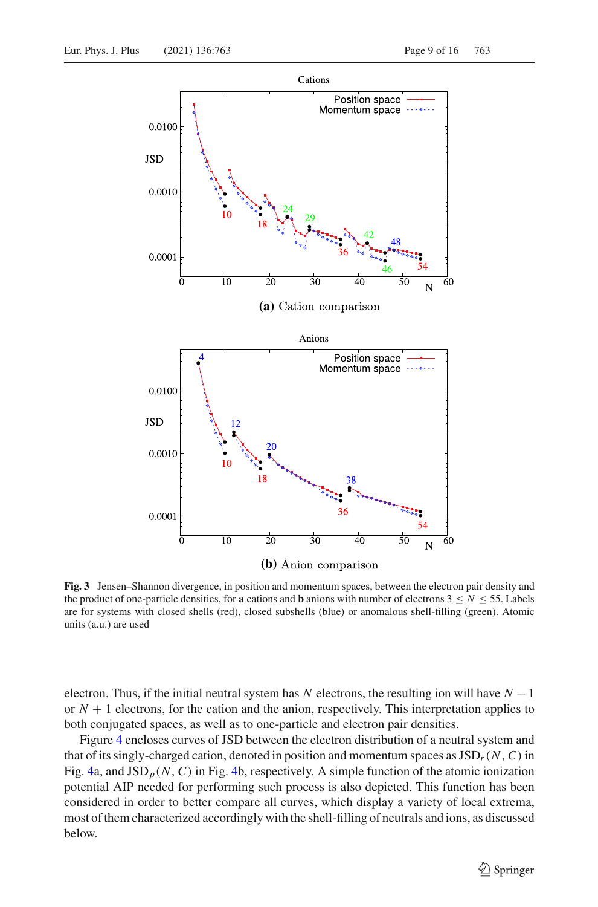**Fig. 3** Jensen–Shannon divergence, in position and momentum spaces, between the electron pair density and the product of one-particle densities, for **a** cations and **b** anions with number of electrons $3 \leq N \leq 55$. Labels are for systems with closed shells (red), closed subshells (blue) or anomalous shell-filling (green). Atomic units (a.u.) are used

electron. Thus, if the initial neutral system has $N$ electrons, the resulting ion will have $N-1$ or $N+1$ electrons, for the cation and the anion, respectively. This interpretation applies to both conjugated spaces, as well as to one-particle and electron pair densities.

Figure 4 encloses curves of JSD between the electron distribution of a neutral system and that of its singly-charged cation, denoted in position and momentum spaces as $\text{JSD}_r(N, C)$ in Fig. 4a, and $\text{JSD}_p(N, C)$ in Fig. 4b, respectively. A simple function of the atomic ionization potential AIP needed for performing such process is also depicted. This function has been considered in order to better compare all curves, which display a variety of local extrema, most of them characterized accordingly with the shell-filling of neutrals and ions, as discussed below.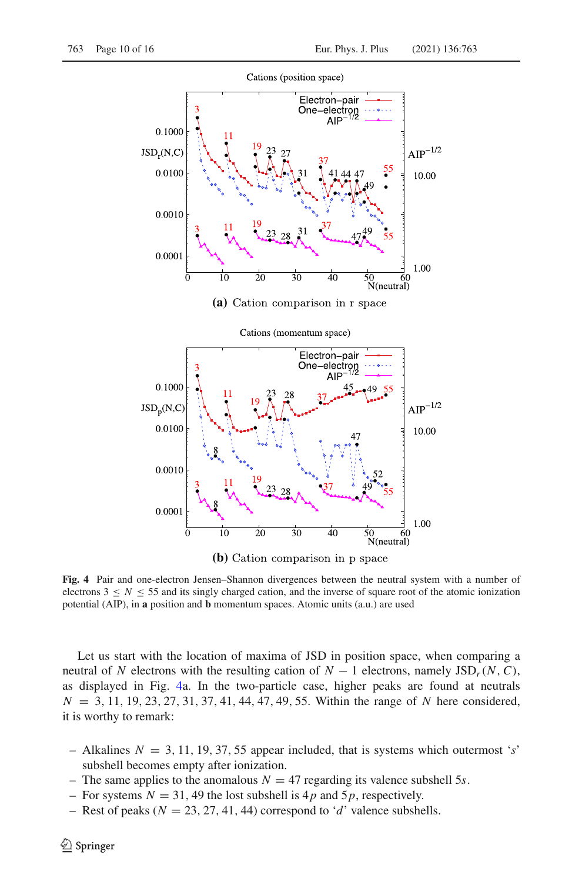**Fig. 4** Pair and one-electron Jensen–Shannon divergences between the neutral system with a number of electrons $3 \leq N \leq 55$ and its singly charged cation, and the inverse of square root of the atomic ionization potential (AIP), in **a** position and **b** momentum spaces. Atomic units (a.u.) are used

Let us start with the location of maxima of JSD in position space, when comparing a neutral of $N$ electrons with the resulting cation of $N-1$ electrons, namely $\mathrm{JSD}_r(N, C)$, as displayed in Fig. 4a. In the two-particle case, higher peaks are found at neutrals $N = 3, 11, 19, 23, 27, 31, 37, 41, 44, 47, 49, 55$. Within the range of $N$ here considered, it is worthy to remark:

- Alkalines $N = 3, 11, 19, 37, 55$ appear included, that is systems which outermost '$s$' subshell becomes empty after ionization.
- The same applies to the anomalous $N = 47$ regarding its valence subshell $5s$.
- For systems $N = 31, 49$ the lost subshell is $4p$ and $5p$, respectively.
- Rest of peaks ($N = 23, 27, 41, 44$) correspond to '$d$' valence subshells.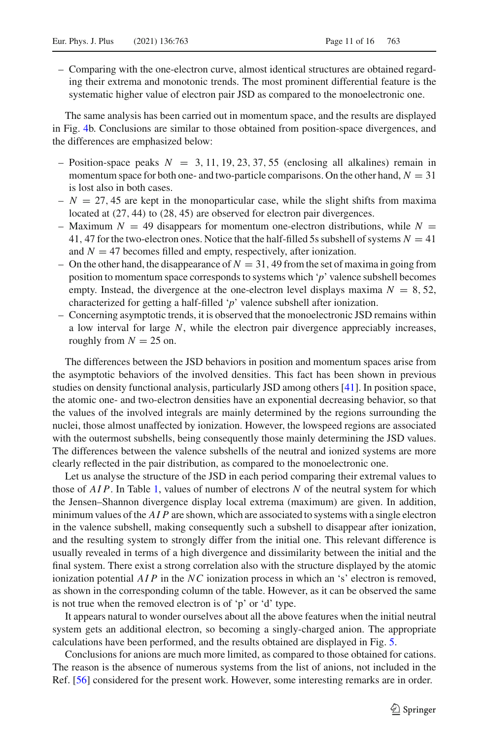- Comparing with the one-electron curve, almost identical structures are obtained regarding their extrema and monotonic trends. The most prominent differential feature is the systematic higher value of electron pair JSD as compared to the monoelectronic one.

The same analysis has been carried out in momentum space, and the results are displayed in Fig. 4b. Conclusions are similar to those obtained from position-space divergences, and the differences are emphasized below:

- Position-space peaks $N = 3, 11, 19, 23, 37, 55$ (enclosing all alkalines) remain in momentum space for both one- and two-particle comparisons. On the other hand, $N = 31$ is lost also in both cases.
- $N = 27, 45$ are kept in the monoparticular case, while the slight shifts from maxima located at (27, 44) to (28, 45) are observed for electron pair divergences.
- Maximum $N = 49$ disappears for momentum one-electron distributions, while $N = 41, 47$ for the two-electron ones. Notice that the half-filled 5s subshell of systems $N = 41$ and $N = 47$ becomes filled and empty, respectively, after ionization.
- On the other hand, the disappearance of $N = 31, 49$ from the set of maxima in going from position to momentum space corresponds to systems which '$p$' valence subshell becomes empty. Instead, the divergence at the one-electron level displays maxima $N = 8, 52$, characterized for getting a half-filled '$p$' valence subshell after ionization.
- Concerning asymptotic trends, it is observed that the monoelectronic JSD remains within a low interval for large $N$, while the electron pair divergence appreciably increases, roughly from $N = 25$ on.

The differences between the JSD behaviors in position and momentum spaces arise from the asymptotic behaviors of the involved densities. This fact has been shown in previous studies on density functional analysis, particularly JSD among others [41]. In position space, the atomic one- and two-electron densities have an exponential decreasing behavior, so that the values of the involved integrals are mainly determined by the regions surrounding the nuclei, those almost unaffected by ionization. However, the lowspeed regions are associated with the outermost subshells, being consequently those mainly determining the JSD values. The differences between the valence subshells of the neutral and ionized systems are more clearly reflected in the pair distribution, as compared to the monoelectronic one.

Let us analyse the structure of the JSD in each period comparing their extremal values to those of $AIP$. In Table 1, values of number of electrons $N$ of the neutral system for which the Jensen–Shannon divergence display local extrema (maximum) are given. In addition, minimum values of the $AIP$ are shown, which are associated to systems with a single electron in the valence subshell, making consequently such a subshell to disappear after ionization, and the resulting system to strongly differ from the initial one. This relevant difference is usually revealed in terms of a high divergence and dissimilarity between the initial and the final system. There exist a strong correlation also with the structure displayed by the atomic ionization potential $AIP$ in the $NC$ ionization process in which an 's' electron is removed, as shown in the corresponding column of the table. However, as it can be observed the same is not true when the removed electron is of 'p' or 'd' type.

It appears natural to wonder ourselves about all the above features when the initial neutral system gets an additional electron, so becoming a singly-charged anion. The appropriate calculations have been performed, and the results obtained are displayed in Fig. 5.

Conclusions for anions are much more limited, as compared to those obtained for cations. The reason is the absence of numerous systems from the list of anions, not included in the Ref. [56] considered for the present work. However, some interesting remarks are in order.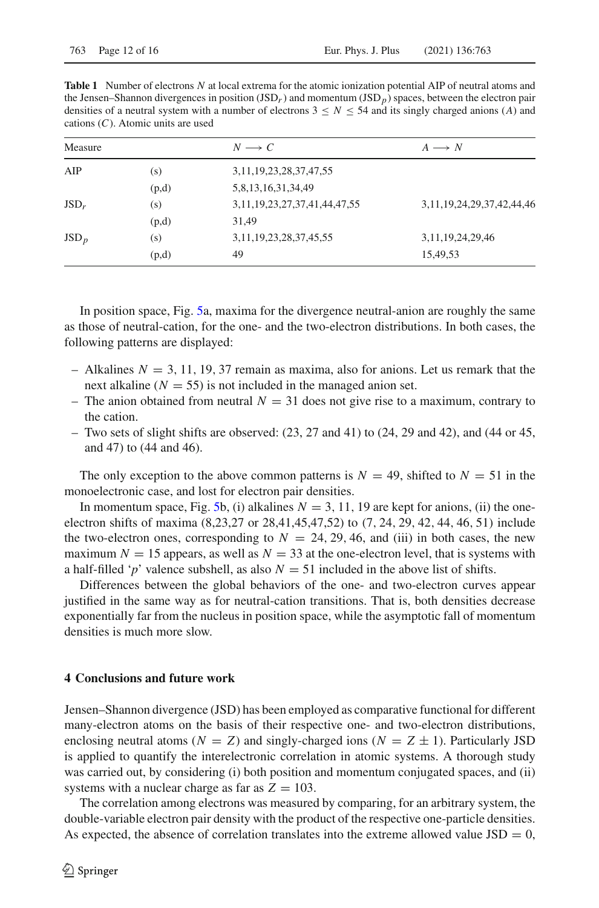**Table 1** Number of electrons $N$ at local extrema for the atomic ionization potential AIP of neutral atoms and the Jensen–Shannon divergences in position ($\mathrm{JSD}_r$) and momentum ($\mathrm{JSD}_p$) spaces, between the electron pair densities of a neutral system with a number of electrons $3 \leq N \leq 54$ and its singly charged anions ($A$) and cations ($C$). Atomic units are used

| Measure | | $N \longrightarrow C$ | $A \longrightarrow N$ |
|---|---|---|---|
| AIP | (s) | 3,11,19,23,28,37,47,55 | |
| | (p,d) | 5,8,13,16,31,34,49 | |
| $\mathrm{JSD}_r$ | (s) | 3,11,19,23,27,37,41,44,47,55 | 3,11,19,24,29,37,42,44,46 |
| | (p,d) | 31,49 | |
| $\mathrm{JSD}_p$ | (s) | 3,11,19,23,28,37,45,55 | 3,11,19,24,29,46 |
| | (p,d) | 49 | 15,49,53 |

In position space, Fig. 5a, maxima for the divergence neutral-anion are roughly the same as those of neutral-cation, for the one- and the two-electron distributions. In both cases, the following patterns are displayed:

- Alkalines $N = 3, 11, 19, 37$ remain as maxima, also for anions. Let us remark that the next alkaline ($N = 55$) is not included in the managed anion set.
- The anion obtained from neutral $N = 31$ does not give rise to a maximum, contrary to the cation.
- Two sets of slight shifts are observed: (23, 27 and 41) to (24, 29 and 42), and (44 or 45, and 47) to (44 and 46).

The only exception to the above common patterns is $N = 49$, shifted to $N = 51$ in the monoelectronic case, and lost for electron pair densities.

In momentum space, Fig. 5b, (i) alkalines $N = 3, 11, 19$ are kept for anions, (ii) the one-electron shifts of maxima (8,23,27 or 28,41,45,47,52) to (7, 24, 29, 42, 44, 46, 51) include the two-electron ones, corresponding to $N = 24, 29, 46$, and (iii) in both cases, the new maximum $N = 15$ appears, as well as $N = 33$ at the one-electron level, that is systems with a half-filled '$p$' valence subshell, as also $N = 51$ included in the above list of shifts.

Differences between the global behaviors of the one- and two-electron curves appear justified in the same way as for neutral-cation transitions. That is, both densities decrease exponentially far from the nucleus in position space, while the asymptotic fall of momentum densities is much more slow.

## 4 Conclusions and future work

Jensen–Shannon divergence (JSD) has been employed as comparative functional for different many-electron atoms on the basis of their respective one- and two-electron distributions, enclosing neutral atoms ($N = Z$) and singly-charged ions ($N = Z \pm 1$). Particularly JSD is applied to quantify the interelectronic correlation in atomic systems. A thorough study was carried out, by considering (i) both position and momentum conjugated spaces, and (ii) systems with a nuclear charge as far as $Z = 103$.

The correlation among electrons was measured by comparing, for an arbitrary system, the double-variable electron pair density with the product of the respective one-particle densities. As expected, the absence of correlation translates into the extreme allowed value $\mathrm{JSD} = 0$,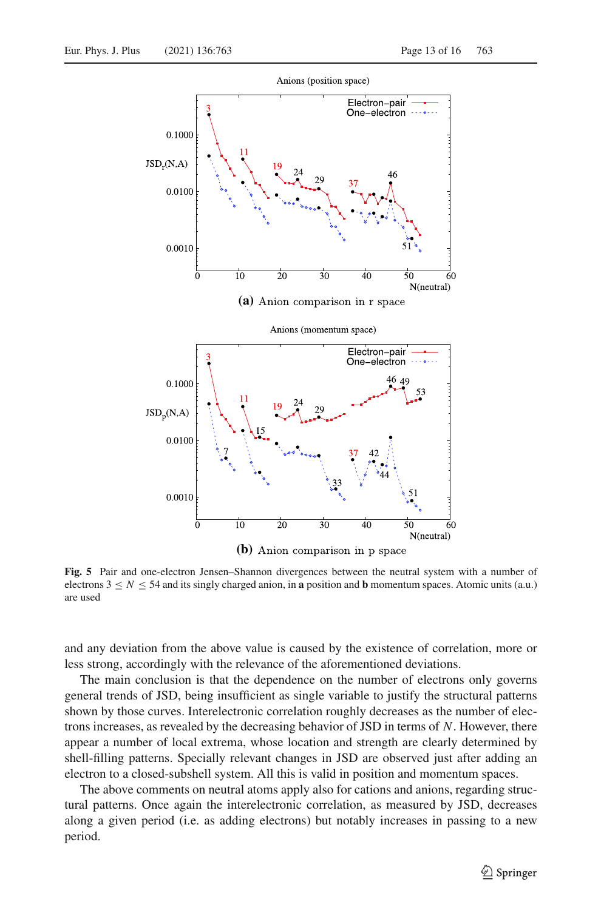Fig. 5 Pair and one-electron Jensen–Shannon divergences between the neutral system with a number of electrons $3 \leq N \leq 54$ and its singly charged anion, in **a** position and **b** momentum spaces. Atomic units (a.u.) are used

and any deviation from the above value is caused by the existence of correlation, more or less strong, accordingly with the relevance of the aforementioned deviations.

The main conclusion is that the dependence on the number of electrons only governs general trends of JSD, being insufficient as single variable to justify the structural patterns shown by those curves. Interelectronic correlation roughly decreases as the number of electrons increases, as revealed by the decreasing behavior of JSD in terms of $N$. However, there appear a number of local extrema, whose location and strength are clearly determined by shell-filling patterns. Specially relevant changes in JSD are observed just after adding an electron to a closed-subshell system. All this is valid in position and momentum spaces.

The above comments on neutral atoms apply also for cations and anions, regarding structural patterns. Once again the interelectronic correlation, as measured by JSD, decreases along a given period (i.e. as adding electrons) but notably increases in passing to a new period.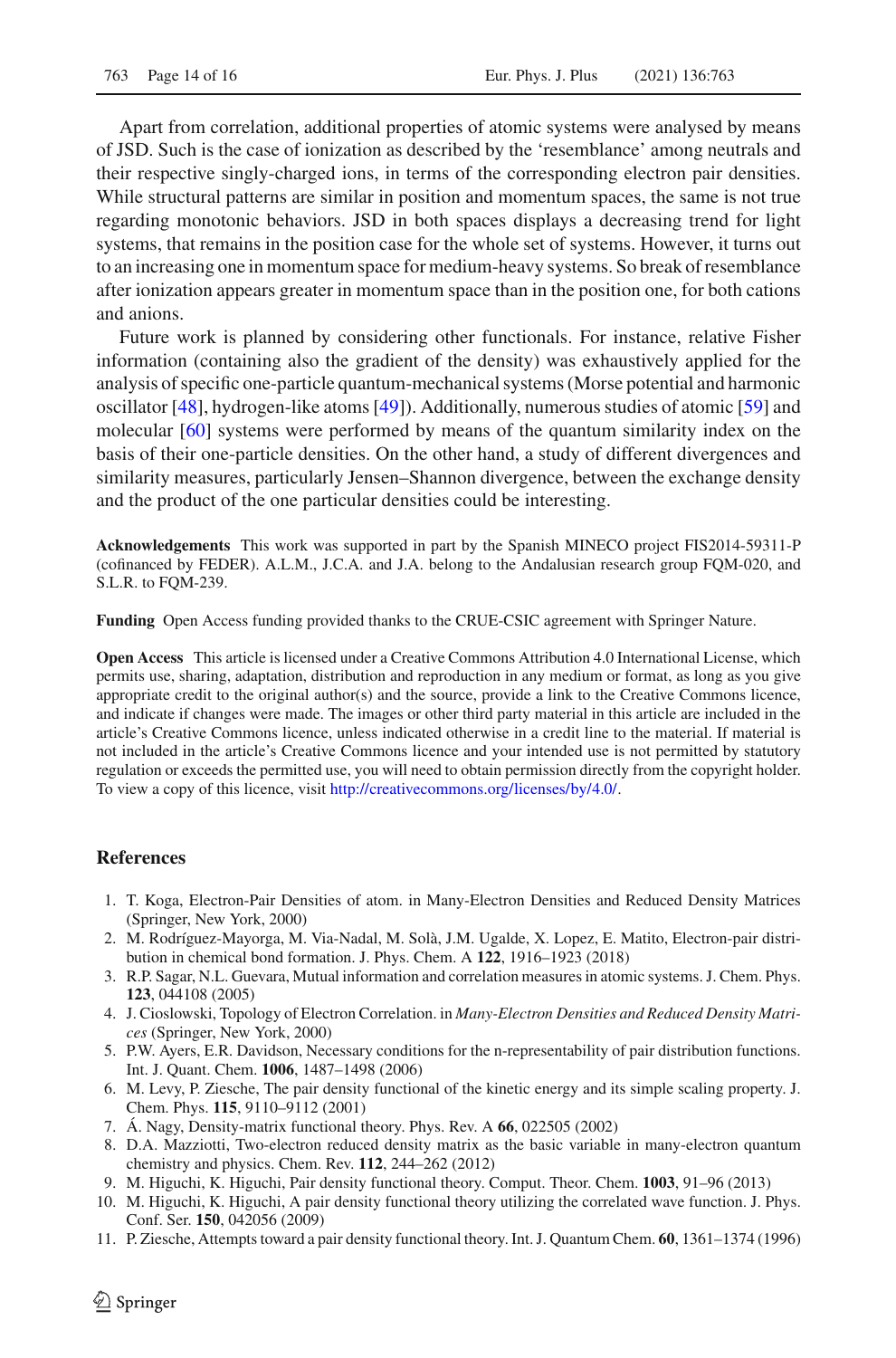Apart from correlation, additional properties of atomic systems were analysed by means of JSD. Such is the case of ionization as described by the 'resemblance' among neutrals and their respective singly-charged ions, in terms of the corresponding electron pair densities. While structural patterns are similar in position and momentum spaces, the same is not true regarding monotonic behaviors. JSD in both spaces displays a decreasing trend for light systems, that remains in the position case for the whole set of systems. However, it turns out to an increasing one in momentum space for medium-heavy systems. So break of resemblance after ionization appears greater in momentum space than in the position one, for both cations and anions.

Future work is planned by considering other functionals. For instance, relative Fisher information (containing also the gradient of the density) was exhaustively applied for the analysis of specific one-particle quantum-mechanical systems (Morse potential and harmonic oscillator [48], hydrogen-like atoms [49]). Additionally, numerous studies of atomic [59] and molecular [60] systems were performed by means of the quantum similarity index on the basis of their one-particle densities. On the other hand, a study of different divergences and similarity measures, particularly Jensen–Shannon divergence, between the exchange density and the product of the one particular densities could be interesting.

**Acknowledgements** This work was supported in part by the Spanish MINECO project FIS2014-59311-P (cofinanced by FEDER). A.L.M., J.C.A. and J.A. belong to the Andalusian research group FQM-020, and S.L.R. to FQM-239.

**Funding** Open Access funding provided thanks to the CRUE-CSIC agreement with Springer Nature.

**Open Access** This article is licensed under a Creative Commons Attribution 4.0 International License, which permits use, sharing, adaptation, distribution and reproduction in any medium or format, as long as you give appropriate credit to the original author(s) and the source, provide a link to the Creative Commons licence, and indicate if changes were made. The images or other third party material in this article are included in the article's Creative Commons licence, unless indicated otherwise in a credit line to the material. If material is not included in the article's Creative Commons licence and your intended use is not permitted by statutory regulation or exceeds the permitted use, you will need to obtain permission directly from the copyright holder. To view a copy of this licence, visit http://creativecommons.org/licenses/by/4.0/.

## References

1. T. Koga, Electron-Pair Densities of atom. in Many-Electron Densities and Reduced Density Matrices (Springer, New York, 2000)
2. M. Rodríguez-Mayorga, M. Via-Nadal, M. Solà, J.M. Ugalde, X. Lopez, E. Matito, Electron-pair distribution in chemical bond formation. J. Phys. Chem. A **122**, 1916–1923 (2018)
3. R.P. Sagar, N.L. Guevara, Mutual information and correlation measures in atomic systems. J. Chem. Phys. **123**, 044108 (2005)
4. J. Cioslowski, Topology of Electron Correlation. in *Many-Electron Densities and Reduced Density Matrices* (Springer, New York, 2000)
5. P.W. Ayers, E.R. Davidson, Necessary conditions for the n-representability of pair distribution functions. Int. J. Quant. Chem. **1006**, 1487–1498 (2006)
6. M. Levy, P. Ziesche, The pair density functional of the kinetic energy and its simple scaling property. J. Chem. Phys. **115**, 9110–9112 (2001)
7. Á. Nagy, Density-matrix functional theory. Phys. Rev. A **66**, 022505 (2002)
8. D.A. Mazziotti, Two-electron reduced density matrix as the basic variable in many-electron quantum chemistry and physics. Chem. Rev. **112**, 244–262 (2012)
9. M. Higuchi, K. Higuchi, Pair density functional theory. Comput. Theor. Chem. **1003**, 91–96 (2013)
10. M. Higuchi, K. Higuchi, A pair density functional theory utilizing the correlated wave function. J. Phys. Conf. Ser. **150**, 042056 (2009)
11. P. Ziesche, Attempts toward a pair density functional theory. Int. J. Quantum Chem. **60**, 1361–1374 (1996)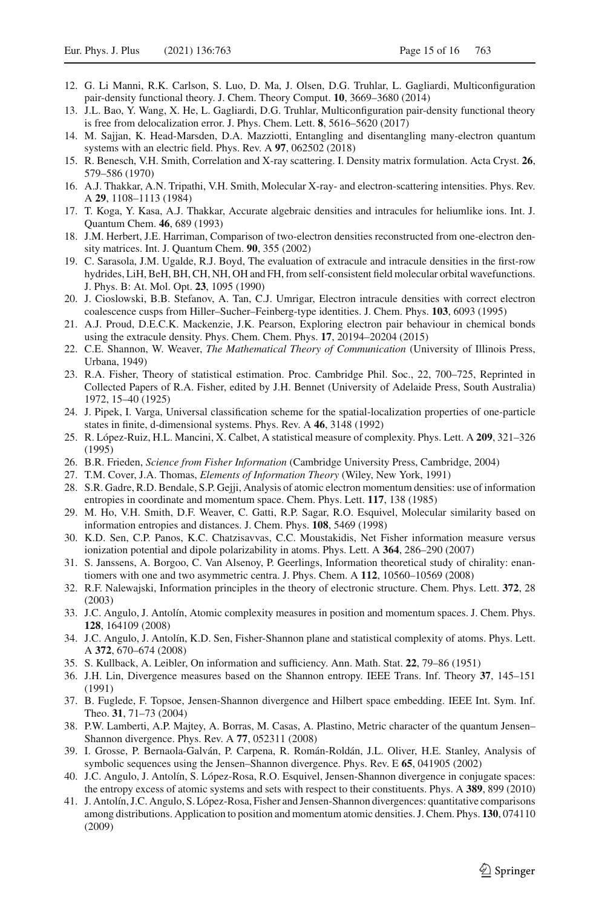12. G. Li Manni, R.K. Carlson, S. Luo, D. Ma, J. Olsen, D.G. Truhlar, L. Gagliardi, Multiconfiguration pair-density functional theory. J. Chem. Theory Comput. **10**, 3669–3680 (2014)
13. J.L. Bao, Y. Wang, X. He, L. Gagliardi, D.G. Truhlar, Multiconfiguration pair-density functional theory is free from delocalization error. J. Phys. Chem. Lett. **8**, 5616–5620 (2017)
14. M. Sajjan, K. Head-Marsden, D.A. Mazziotti, Entangling and disentangling many-electron quantum systems with an electric field. Phys. Rev. A **97**, 062502 (2018)
15. R. Benesch, V.H. Smith, Correlation and X-ray scattering. I. Density matrix formulation. Acta Cryst. **26**, 579–586 (1970)
16. A.J. Thakkar, A.N. Tripathi, V.H. Smith, Molecular X-ray- and electron-scattering intensities. Phys. Rev. A **29**, 1108–1113 (1984)
17. T. Koga, Y. Kasa, A.J. Thakkar, Accurate algebraic densities and intracules for heliumlike ions. Int. J. Quantum Chem. **46**, 689 (1993)
18. J.M. Herbert, J.E. Harriman, Comparison of two-electron densities reconstructed from one-electron density matrices. Int. J. Quantum Chem. **90**, 355 (2002)
19. C. Sarasola, J.M. Ugalde, R.J. Boyd, The evaluation of extracule and intracule densities in the first-row hydrides, LiH, BeH, BH, CH, NH, OH and FH, from self-consistent field molecular orbital wavefunctions. J. Phys. B: At. Mol. Opt. **23**, 1095 (1990)
20. J. Cioslowski, B.B. Stefanov, A. Tan, C.J. Umrigar, Electron intracule densities with correct electron coalescence cusps from Hiller–Sucher–Feinberg-type identities. J. Chem. Phys. **103**, 6093 (1995)
21. A.J. Proud, D.E.C.K. Mackenzie, J.K. Pearson, Exploring electron pair behaviour in chemical bonds using the extracule density. Phys. Chem. Chem. Phys. **17**, 20194–20204 (2015)
22. C.E. Shannon, W. Weaver, *The Mathematical Theory of Communication* (University of Illinois Press, Urbana, 1949)
23. R.A. Fisher, Theory of statistical estimation. Proc. Cambridge Phil. Soc., 22, 700–725, Reprinted in Collected Papers of R.A. Fisher, edited by J.H. Bennet (University of Adelaide Press, South Australia) 1972, 15–40 (1925)
24. J. Pipek, I. Varga, Universal classification scheme for the spatial-localization properties of one-particle states in finite, d-dimensional systems. Phys. Rev. A **46**, 3148 (1992)
25. R. López-Ruiz, H.L. Mancini, X. Calbet, A statistical measure of complexity. Phys. Lett. A **209**, 321–326 (1995)
26. B.R. Frieden, *Science from Fisher Information* (Cambridge University Press, Cambridge, 2004)
27. T.M. Cover, J.A. Thomas, *Elements of Information Theory* (Wiley, New York, 1991)
28. S.R. Gadre, R.D. Bendale, S.P. Gejji, Analysis of atomic electron momentum densities: use of information entropies in coordinate and momentum space. Chem. Phys. Lett. **117**, 138 (1985)
29. M. Ho, V.H. Smith, D.F. Weaver, C. Gatti, R.P. Sagar, R.O. Esquivel, Molecular similarity based on information entropies and distances. J. Chem. Phys. **108**, 5469 (1998)
30. K.D. Sen, C.P. Panos, K.C. Chatzisavvas, C.C. Moustakidis, Net Fisher information measure versus ionization potential and dipole polarizability in atoms. Phys. Lett. A **364**, 286–290 (2007)
31. S. Janssens, A. Borgoo, C. Van Alsenoy, P. Geerlings, Information theoretical study of chirality: enantiomers with one and two asymmetric centra. J. Phys. Chem. A **112**, 10560–10569 (2008)
32. R.F. Nalewajski, Information principles in the theory of electronic structure. Chem. Phys. Lett. **372**, 28 (2003)
33. J.C. Angulo, J. Antolín, Atomic complexity measures in position and momentum spaces. J. Chem. Phys. **128**, 164109 (2008)
34. J.C. Angulo, J. Antolín, K.D. Sen, Fisher-Shannon plane and statistical complexity of atoms. Phys. Lett. A **372**, 670–674 (2008)
35. S. Kullback, A. Leibler, On information and sufficiency. Ann. Math. Stat. **22**, 79–86 (1951)
36. J.H. Lin, Divergence measures based on the Shannon entropy. IEEE Trans. Inf. Theory **37**, 145–151 (1991)
37. B. Fuglede, F. Topsoe, Jensen-Shannon divergence and Hilbert space embedding. IEEE Int. Sym. Inf. Theo. **31**, 71–73 (2004)
38. P.W. Lamberti, A.P. Majtey, A. Borras, M. Casas, A. Plastino, Metric character of the quantum Jensen–Shannon divergence. Phys. Rev. A **77**, 052311 (2008)
39. I. Grosse, P. Bernaola-Galván, P. Carpena, R. Román-Roldán, J.L. Oliver, H.E. Stanley, Analysis of symbolic sequences using the Jensen–Shannon divergence. Phys. Rev. E **65**, 041905 (2002)
40. J.C. Angulo, J. Antolín, S. López-Rosa, R.O. Esquivel, Jensen-Shannon divergence in conjugate spaces: the entropy excess of atomic systems and sets with respect to their constituents. Phys. A **389**, 899 (2010)
41. J. Antolín, J.C. Angulo, S. López-Rosa, Fisher and Jensen-Shannon divergences: quantitative comparisons among distributions. Application to position and momentum atomic densities. J. Chem. Phys. **130**, 074110 (2009)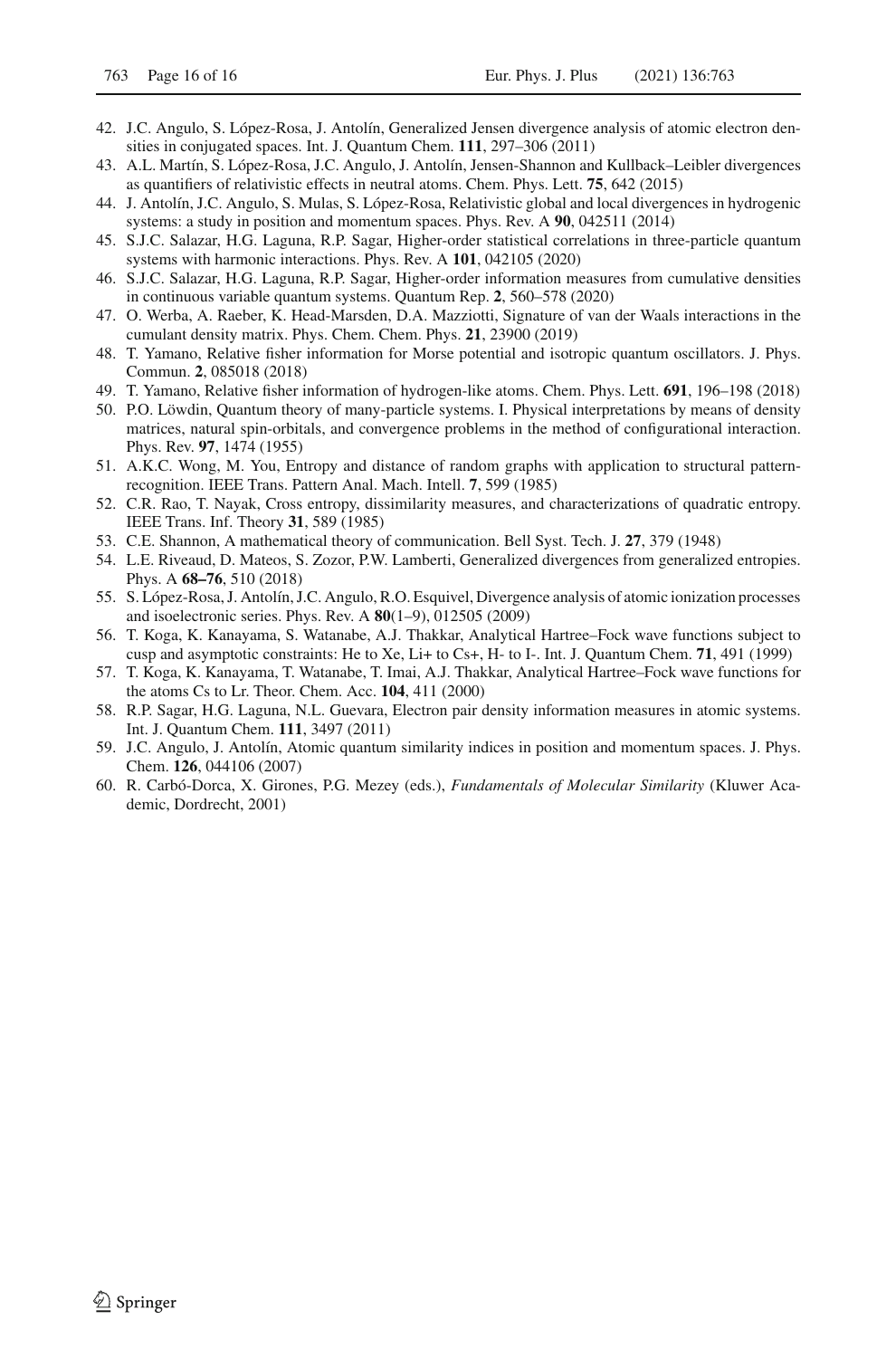42. J.C. Angulo, S. López-Rosa, J. Antolín, Generalized Jensen divergence analysis of atomic electron densities in conjugated spaces. Int. J. Quantum Chem. **111**, 297–306 (2011)
43. A.L. Martín, S. López-Rosa, J.C. Angulo, J. Antolín, Jensen-Shannon and Kullback–Leibler divergences as quantifiers of relativistic effects in neutral atoms. Chem. Phys. Lett. **75**, 642 (2015)
44. J. Antolín, J.C. Angulo, S. Mulas, S. López-Rosa, Relativistic global and local divergences in hydrogenic systems: a study in position and momentum spaces. Phys. Rev. A **90**, 042511 (2014)
45. S.J.C. Salazar, H.G. Laguna, R.P. Sagar, Higher-order statistical correlations in three-particle quantum systems with harmonic interactions. Phys. Rev. A **101**, 042105 (2020)
46. S.J.C. Salazar, H.G. Laguna, R.P. Sagar, Higher-order information measures from cumulative densities in continuous variable quantum systems. Quantum Rep. **2**, 560–578 (2020)
47. O. Werba, A. Raeber, K. Head-Marsden, D.A. Mazziotti, Signature of van der Waals interactions in the cumulant density matrix. Phys. Chem. Chem. Phys. **21**, 23900 (2019)
48. T. Yamano, Relative fisher information for Morse potential and isotropic quantum oscillators. J. Phys. Commun. **2**, 085018 (2018)
49. T. Yamano, Relative fisher information of hydrogen-like atoms. Chem. Phys. Lett. **691**, 196–198 (2018)
50. P.O. Löwdin, Quantum theory of many-particle systems. I. Physical interpretations by means of density matrices, natural spin-orbitals, and convergence problems in the method of configurational interaction. Phys. Rev. **97**, 1474 (1955)
51. A.K.C. Wong, M. You, Entropy and distance of random graphs with application to structural pattern-recognition. IEEE Trans. Pattern Anal. Mach. Intell. **7**, 599 (1985)
52. C.R. Rao, T. Nayak, Cross entropy, dissimilarity measures, and characterizations of quadratic entropy. IEEE Trans. Inf. Theory **31**, 589 (1985)
53. C.E. Shannon, A mathematical theory of communication. Bell Syst. Tech. J. **27**, 379 (1948)
54. L.E. Riveaud, D. Mateos, S. Zozor, P.W. Lamberti, Generalized divergences from generalized entropies. Phys. A **68–76**, 510 (2018)
55. S. López-Rosa, J. Antolín, J.C. Angulo, R.O. Esquivel, Divergence analysis of atomic ionization processes and isoelectronic series. Phys. Rev. A **80**(1–9), 012505 (2009)
56. T. Koga, K. Kanayama, S. Watanabe, A.J. Thakkar, Analytical Hartree–Fock wave functions subject to cusp and asymptotic constraints: He to Xe, Li+ to Cs+, H- to I-. Int. J. Quantum Chem. **71**, 491 (1999)
57. T. Koga, K. Kanayama, T. Watanabe, T. Imai, A.J. Thakkar, Analytical Hartree–Fock wave functions for the atoms Cs to Lr. Theor. Chem. Acc. **104**, 411 (2000)
58. R.P. Sagar, H.G. Laguna, N.L. Guevara, Electron pair density information measures in atomic systems. Int. J. Quantum Chem. **111**, 3497 (2011)
59. J.C. Angulo, J. Antolín, Atomic quantum similarity indices in position and momentum spaces. J. Phys. Chem. **126**, 044106 (2007)
60. R. Carbó-Dorca, X. Girones, P.G. Mezey (eds.), *Fundamentals of Molecular Similarity* (Kluwer Academic, Dordrecht, 2001)